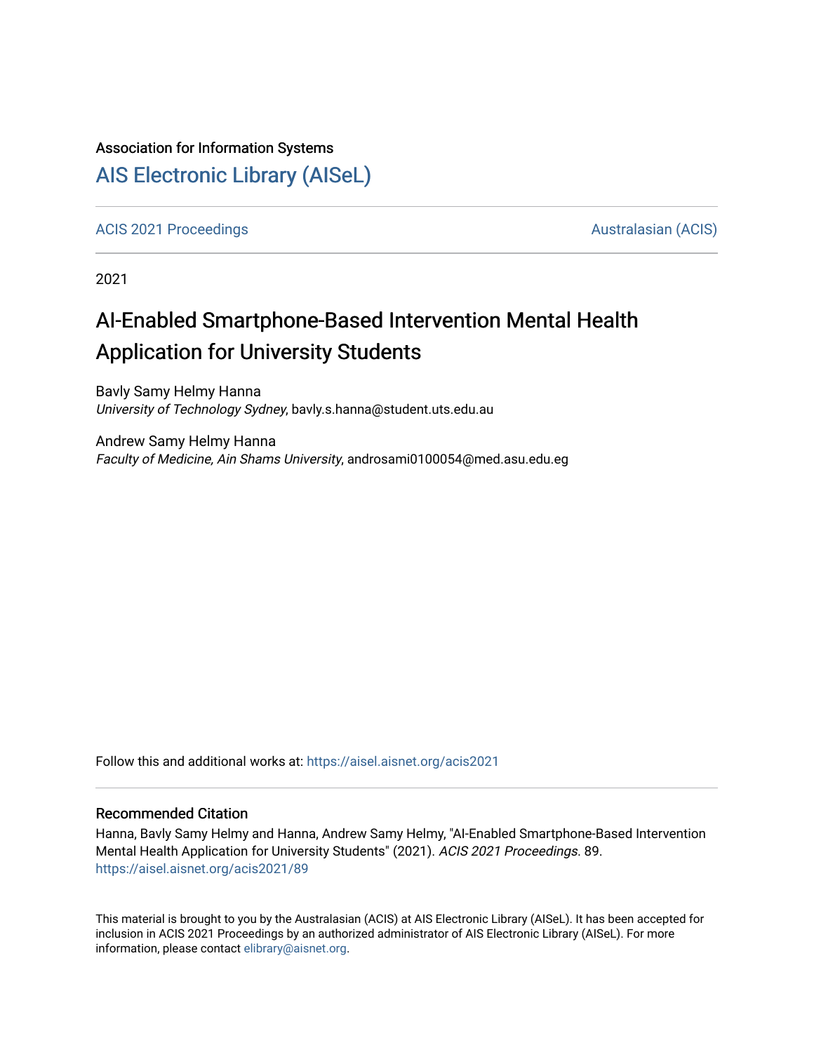Association for Information Systems

# AIS Electronic Library (AISeL)

ACIS 2021 Proceedings | Australasian (ACIS)

2021

# AI-Enabled Smartphone-Based Intervention Mental Health Application for University Students

Bavly Samy Helmy Hanna
*University of Technology Sydney*, bavly.s.hanna@student.uts.edu.au

Andrew Samy Helmy Hanna
*Faculty of Medicine, Ain Shams University*, androsami0100054@med.asu.edu.eg

Follow this and additional works at: https://aisel.aisnet.org/acis2021

## Recommended Citation

Hanna, Bavly Samy Helmy and Hanna, Andrew Samy Helmy, "AI-Enabled Smartphone-Based Intervention Mental Health Application for University Students" (2021). *ACIS 2021 Proceedings*. 89.
https://aisel.aisnet.org/acis2021/89

This material is brought to you by the Australasian (ACIS) at AIS Electronic Library (AISeL). It has been accepted for inclusion in ACIS 2021 Proceedings by an authorized administrator of AIS Electronic Library (AISeL). For more information, please contact elibrary@aisnet.org.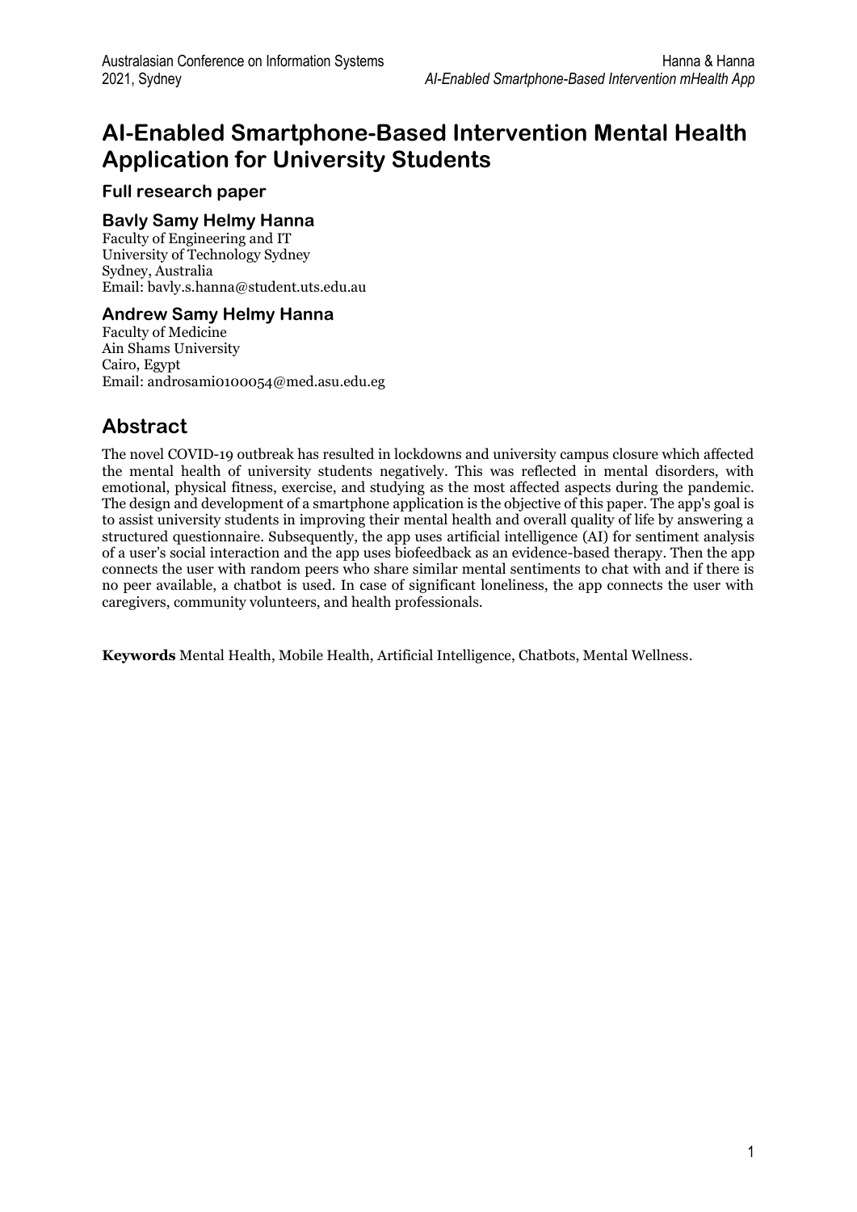# AI-Enabled Smartphone-Based Intervention Mental Health Application for University Students

**Full research paper**

### Bavly Samy Helmy Hanna

Faculty of Engineering and IT
University of Technology Sydney
Sydney, Australia
Email: bavly.s.hanna@student.uts.edu.au

### Andrew Samy Helmy Hanna

Faculty of Medicine
Ain Shams University
Cairo, Egypt
Email: androsami0100054@med.asu.edu.eg

## Abstract

The novel COVID-19 outbreak has resulted in lockdowns and university campus closure which affected the mental health of university students negatively. This was reflected in mental disorders, with emotional, physical fitness, exercise, and studying as the most affected aspects during the pandemic. The design and development of a smartphone application is the objective of this paper. The app's goal is to assist university students in improving their mental health and overall quality of life by answering a structured questionnaire. Subsequently, the app uses artificial intelligence (AI) for sentiment analysis of a user's social interaction and the app uses biofeedback as an evidence-based therapy. Then the app connects the user with random peers who share similar mental sentiments to chat with and if there is no peer available, a chatbot is used. In case of significant loneliness, the app connects the user with caregivers, community volunteers, and health professionals.

**Keywords** Mental Health, Mobile Health, Artificial Intelligence, Chatbots, Mental Wellness.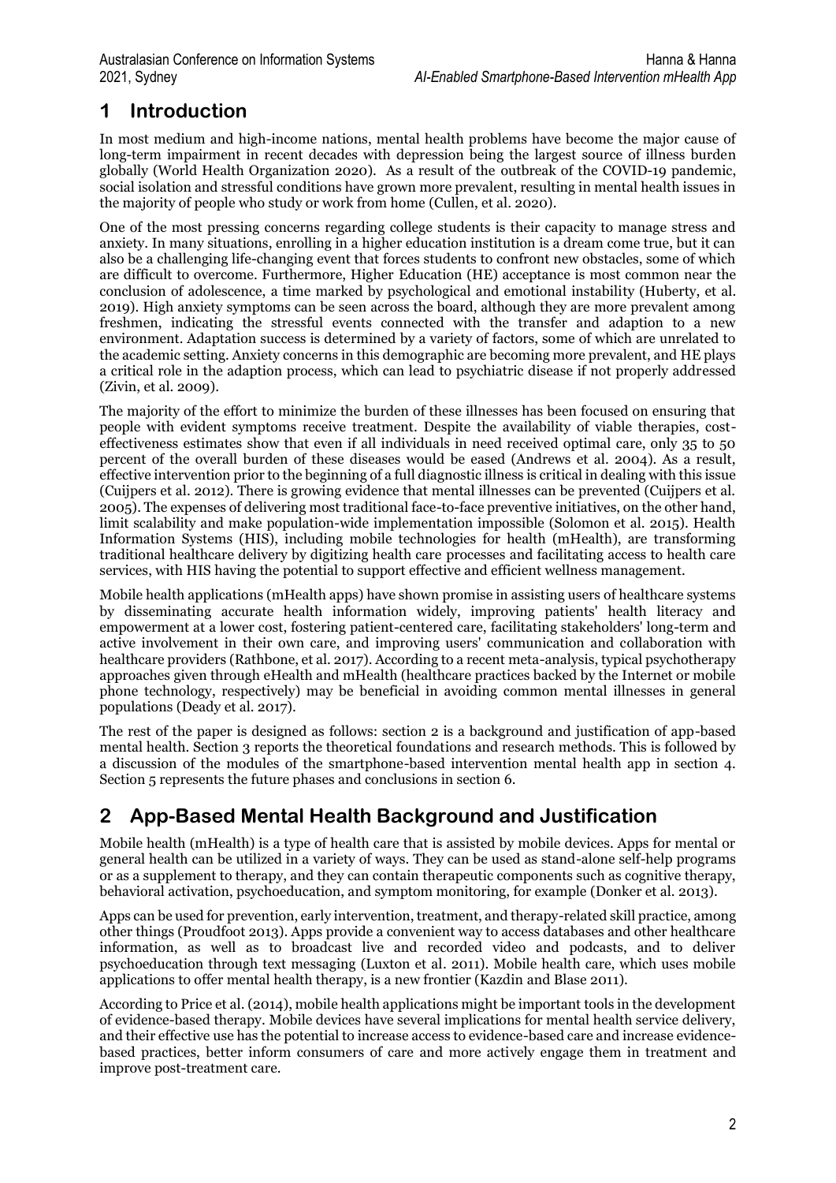# 1 Introduction

In most medium and high-income nations, mental health problems have become the major cause of long-term impairment in recent decades with depression being the largest source of illness burden globally (World Health Organization 2020). As a result of the outbreak of the COVID-19 pandemic, social isolation and stressful conditions have grown more prevalent, resulting in mental health issues in the majority of people who study or work from home (Cullen, et al. 2020).

One of the most pressing concerns regarding college students is their capacity to manage stress and anxiety. In many situations, enrolling in a higher education institution is a dream come true, but it can also be a challenging life-changing event that forces students to confront new obstacles, some of which are difficult to overcome. Furthermore, Higher Education (HE) acceptance is most common near the conclusion of adolescence, a time marked by psychological and emotional instability (Huberty, et al. 2019). High anxiety symptoms can be seen across the board, although they are more prevalent among freshmen, indicating the stressful events connected with the transfer and adaption to a new environment. Adaptation success is determined by a variety of factors, some of which are unrelated to the academic setting. Anxiety concerns in this demographic are becoming more prevalent, and HE plays a critical role in the adaption process, which can lead to psychiatric disease if not properly addressed (Zivin, et al. 2009).

The majority of the effort to minimize the burden of these illnesses has been focused on ensuring that people with evident symptoms receive treatment. Despite the availability of viable therapies, cost-effectiveness estimates show that even if all individuals in need received optimal care, only 35 to 50 percent of the overall burden of these diseases would be eased (Andrews et al. 2004). As a result, effective intervention prior to the beginning of a full diagnostic illness is critical in dealing with this issue (Cuijpers et al. 2012). There is growing evidence that mental illnesses can be prevented (Cuijpers et al. 2005). The expenses of delivering most traditional face-to-face preventive initiatives, on the other hand, limit scalability and make population-wide implementation impossible (Solomon et al. 2015). Health Information Systems (HIS), including mobile technologies for health (mHealth), are transforming traditional healthcare delivery by digitizing health care processes and facilitating access to health care services, with HIS having the potential to support effective and efficient wellness management.

Mobile health applications (mHealth apps) have shown promise in assisting users of healthcare systems by disseminating accurate health information widely, improving patients' health literacy and empowerment at a lower cost, fostering patient-centered care, facilitating stakeholders' long-term and active involvement in their own care, and improving users' communication and collaboration with healthcare providers (Rathbone, et al. 2017). According to a recent meta-analysis, typical psychotherapy approaches given through eHealth and mHealth (healthcare practices backed by the Internet or mobile phone technology, respectively) may be beneficial in avoiding common mental illnesses in general populations (Deady et al. 2017).

The rest of the paper is designed as follows: section 2 is a background and justification of app-based mental health. Section 3 reports the theoretical foundations and research methods. This is followed by a discussion of the modules of the smartphone-based intervention mental health app in section 4. Section 5 represents the future phases and conclusions in section 6.

# 2 App-Based Mental Health Background and Justification

Mobile health (mHealth) is a type of health care that is assisted by mobile devices. Apps for mental or general health can be utilized in a variety of ways. They can be used as stand-alone self-help programs or as a supplement to therapy, and they can contain therapeutic components such as cognitive therapy, behavioral activation, psychoeducation, and symptom monitoring, for example (Donker et al. 2013).

Apps can be used for prevention, early intervention, treatment, and therapy-related skill practice, among other things (Proudfoot 2013). Apps provide a convenient way to access databases and other healthcare information, as well as to broadcast live and recorded video and podcasts, and to deliver psychoeducation through text messaging (Luxton et al. 2011). Mobile health care, which uses mobile applications to offer mental health therapy, is a new frontier (Kazdin and Blase 2011).

According to Price et al. (2014), mobile health applications might be important tools in the development of evidence-based therapy. Mobile devices have several implications for mental health service delivery, and their effective use has the potential to increase access to evidence-based care and increase evidence-based practices, better inform consumers of care and more actively engage them in treatment and improve post-treatment care.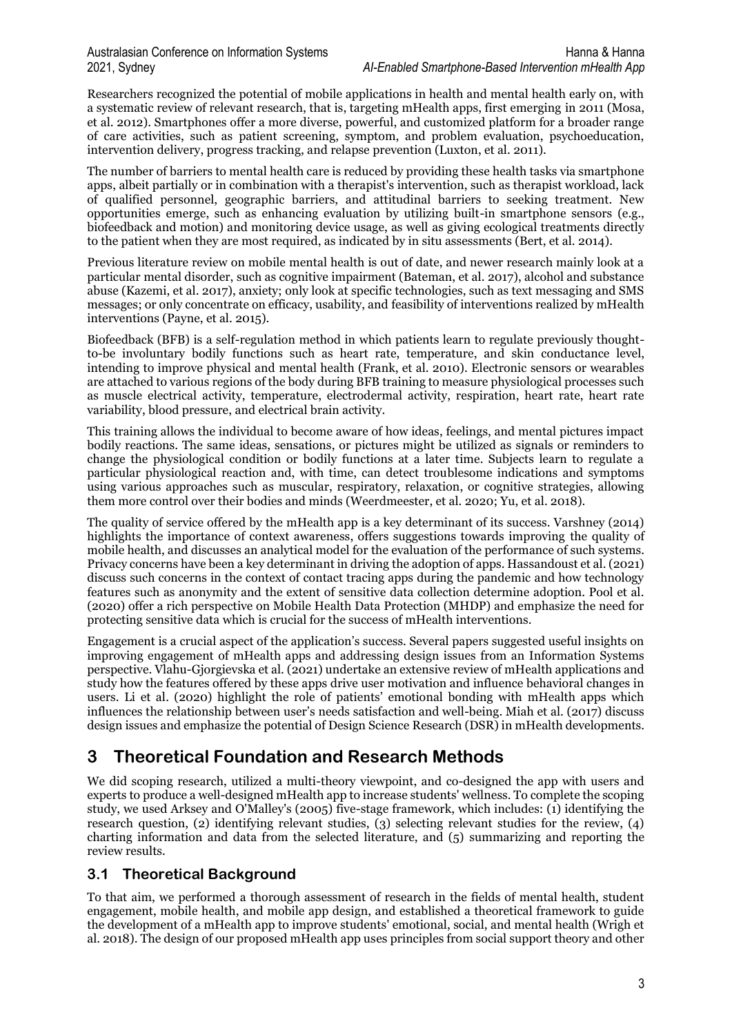Researchers recognized the potential of mobile applications in health and mental health early on, with a systematic review of relevant research, that is, targeting mHealth apps, first emerging in 2011 (Mosa, et al. 2012). Smartphones offer a more diverse, powerful, and customized platform for a broader range of care activities, such as patient screening, symptom, and problem evaluation, psychoeducation, intervention delivery, progress tracking, and relapse prevention (Luxton, et al. 2011).

The number of barriers to mental health care is reduced by providing these health tasks via smartphone apps, albeit partially or in combination with a therapist's intervention, such as therapist workload, lack of qualified personnel, geographic barriers, and attitudinal barriers to seeking treatment. New opportunities emerge, such as enhancing evaluation by utilizing built-in smartphone sensors (e.g., biofeedback and motion) and monitoring device usage, as well as giving ecological treatments directly to the patient when they are most required, as indicated by in situ assessments (Bert, et al. 2014).

Previous literature review on mobile mental health is out of date, and newer research mainly look at a particular mental disorder, such as cognitive impairment (Bateman, et al. 2017), alcohol and substance abuse (Kazemi, et al. 2017), anxiety; only look at specific technologies, such as text messaging and SMS messages; or only concentrate on efficacy, usability, and feasibility of interventions realized by mHealth interventions (Payne, et al. 2015).

Biofeedback (BFB) is a self-regulation method in which patients learn to regulate previously thought-to-be involuntary bodily functions such as heart rate, temperature, and skin conductance level, intending to improve physical and mental health (Frank, et al. 2010). Electronic sensors or wearables are attached to various regions of the body during BFB training to measure physiological processes such as muscle electrical activity, temperature, electrodermal activity, respiration, heart rate, heart rate variability, blood pressure, and electrical brain activity.

This training allows the individual to become aware of how ideas, feelings, and mental pictures impact bodily reactions. The same ideas, sensations, or pictures might be utilized as signals or reminders to change the physiological condition or bodily functions at a later time. Subjects learn to regulate a particular physiological reaction and, with time, can detect troublesome indications and symptoms using various approaches such as muscular, respiratory, relaxation, or cognitive strategies, allowing them more control over their bodies and minds (Weerdmeester, et al. 2020; Yu, et al. 2018).

The quality of service offered by the mHealth app is a key determinant of its success. Varshney (2014) highlights the importance of context awareness, offers suggestions towards improving the quality of mobile health, and discusses an analytical model for the evaluation of the performance of such systems. Privacy concerns have been a key determinant in driving the adoption of apps. Hassandoust et al. (2021) discuss such concerns in the context of contact tracing apps during the pandemic and how technology features such as anonymity and the extent of sensitive data collection determine adoption. Pool et al. (2020) offer a rich perspective on Mobile Health Data Protection (MHDP) and emphasize the need for protecting sensitive data which is crucial for the success of mHealth interventions.

Engagement is a crucial aspect of the application's success. Several papers suggested useful insights on improving engagement of mHealth apps and addressing design issues from an Information Systems perspective. Vlahu-Gjorgievska et al. (2021) undertake an extensive review of mHealth applications and study how the features offered by these apps drive user motivation and influence behavioral changes in users. Li et al. (2020) highlight the role of patients' emotional bonding with mHealth apps which influences the relationship between user's needs satisfaction and well-being. Miah et al. (2017) discuss design issues and emphasize the potential of Design Science Research (DSR) in mHealth developments.

# 3 Theoretical Foundation and Research Methods

We did scoping research, utilized a multi-theory viewpoint, and co-designed the app with users and experts to produce a well-designed mHealth app to increase students' wellness. To complete the scoping study, we used Arksey and O'Malley's (2005) five-stage framework, which includes: (1) identifying the research question, (2) identifying relevant studies, (3) selecting relevant studies for the review, (4) charting information and data from the selected literature, and (5) summarizing and reporting the review results.

## 3.1 Theoretical Background

To that aim, we performed a thorough assessment of research in the fields of mental health, student engagement, mobile health, and mobile app design, and established a theoretical framework to guide the development of a mHealth app to improve students' emotional, social, and mental health (Wrigh et al. 2018). The design of our proposed mHealth app uses principles from social support theory and other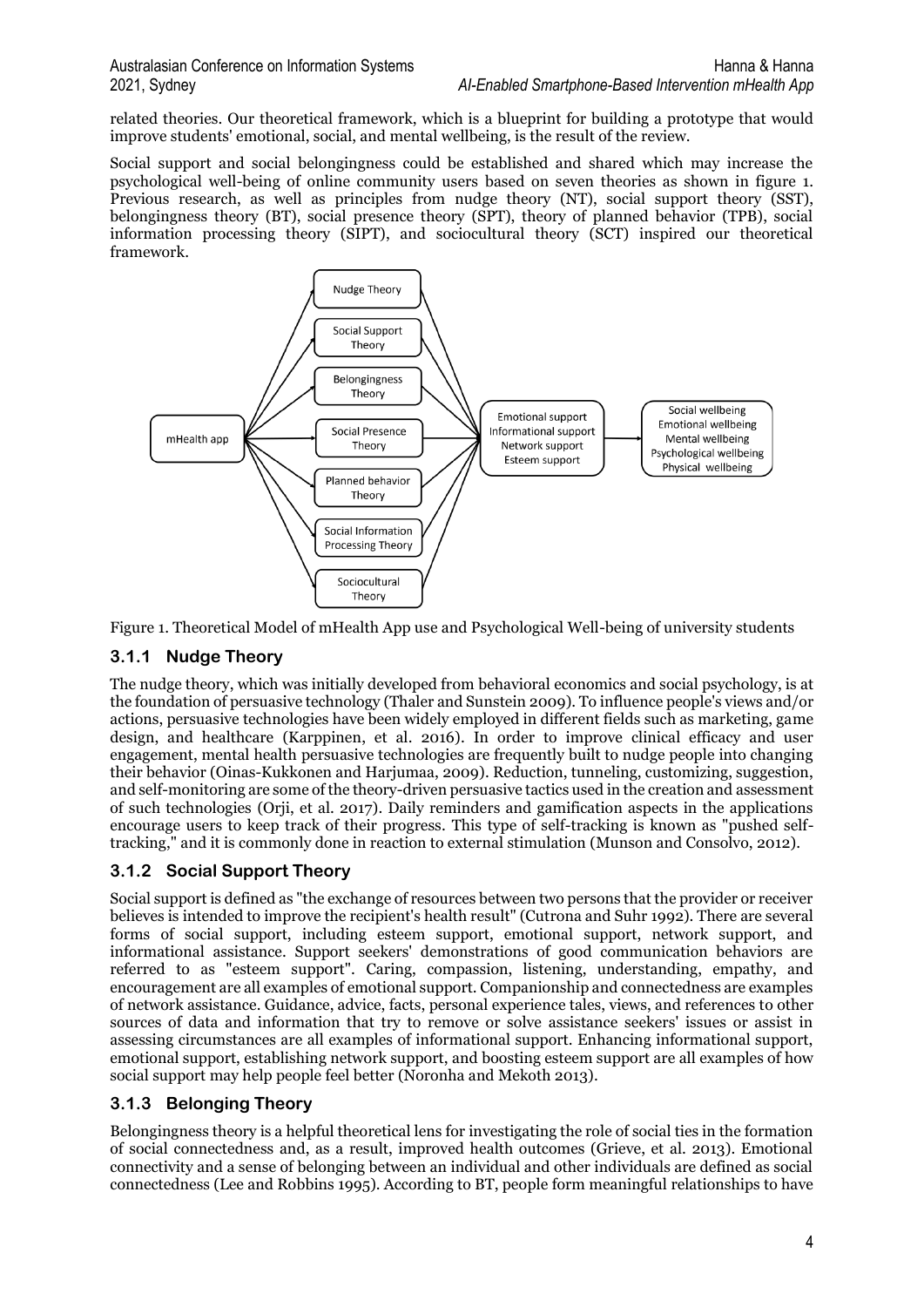related theories. Our theoretical framework, which is a blueprint for building a prototype that would improve students' emotional, social, and mental wellbeing, is the result of the review.

Social support and social belongingness could be established and shared which may increase the psychological well-being of online community users based on seven theories as shown in figure 1. Previous research, as well as principles from nudge theory (NT), social support theory (SST), belongingness theory (BT), social presence theory (SPT), theory of planned behavior (TPB), social information processing theory (SIPT), and sociocultural theory (SCT) inspired our theoretical framework.

mHealth app

Nudge Theory

Social Support Theory

Belongingness Theory

Social Presence Theory

Planned behavior Theory

Social Information Processing Theory

Sociocultural Theory

Emotional support
Informational support
Network support
Esteem support

Social wellbeing
Emotional wellbeing
Mental wellbeing
Psychological wellbeing
Physical wellbeing

Figure 1. Theoretical Model of mHealth App use and Psychological Well-being of university students

### 3.1.1 Nudge Theory

The nudge theory, which was initially developed from behavioral economics and social psychology, is at the foundation of persuasive technology (Thaler and Sunstein 2009). To influence people's views and/or actions, persuasive technologies have been widely employed in different fields such as marketing, game design, and healthcare (Karppinen, et al. 2016). In order to improve clinical efficacy and user engagement, mental health persuasive technologies are frequently built to nudge people into changing their behavior (Oinas-Kukkonen and Harjumaa, 2009). Reduction, tunneling, customizing, suggestion, and self-monitoring are some of the theory-driven persuasive tactics used in the creation and assessment of such technologies (Orji, et al. 2017). Daily reminders and gamification aspects in the applications encourage users to keep track of their progress. This type of self-tracking is known as "pushed self-tracking," and it is commonly done in reaction to external stimulation (Munson and Consolvo, 2012).

### 3.1.2 Social Support Theory

Social support is defined as "the exchange of resources between two persons that the provider or receiver believes is intended to improve the recipient's health result" (Cutrona and Suhr 1992). There are several forms of social support, including esteem support, emotional support, network support, and informational assistance. Support seekers' demonstrations of good communication behaviors are referred to as "esteem support". Caring, compassion, listening, understanding, empathy, and encouragement are all examples of emotional support. Companionship and connectedness are examples of network assistance. Guidance, advice, facts, personal experience tales, views, and references to other sources of data and information that try to remove or solve assistance seekers' issues or assist in assessing circumstances are all examples of informational support. Enhancing informational support, emotional support, establishing network support, and boosting esteem support are all examples of how social support may help people feel better (Noronha and Mekoth 2013).

### 3.1.3 Belonging Theory

Belongingness theory is a helpful theoretical lens for investigating the role of social ties in the formation of social connectedness and, as a result, improved health outcomes (Grieve, et al. 2013). Emotional connectivity and a sense of belonging between an individual and other individuals are defined as social connectedness (Lee and Robbins 1995). According to BT, people form meaningful relationships to have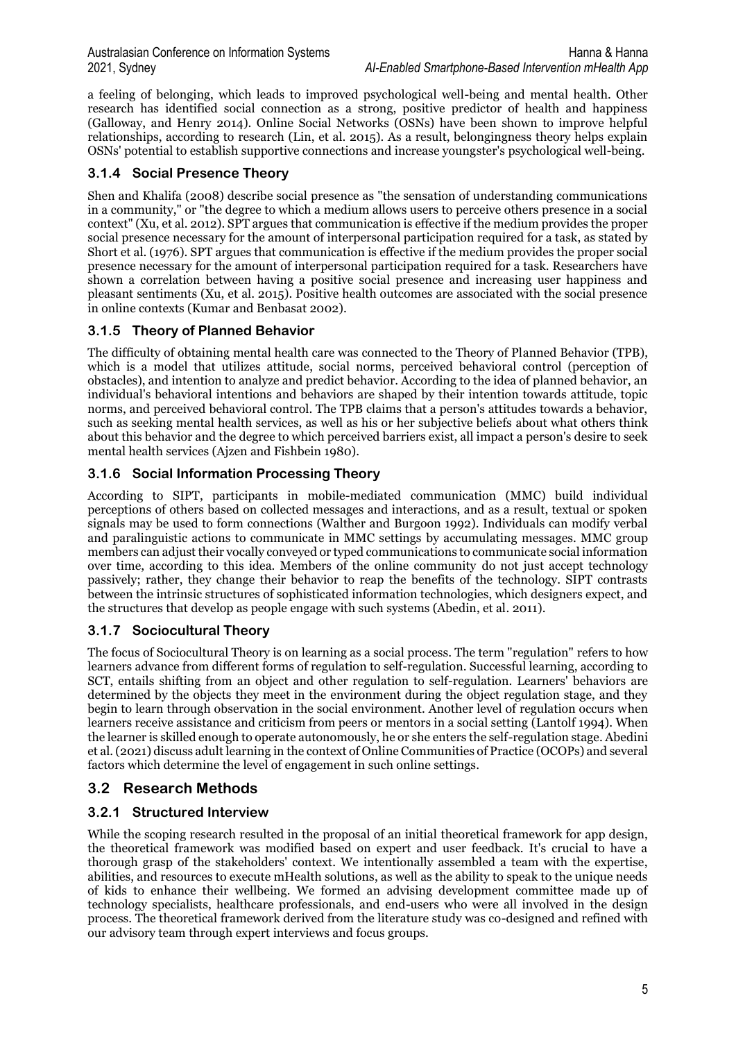a feeling of belonging, which leads to improved psychological well-being and mental health. Other research has identified social connection as a strong, positive predictor of health and happiness (Galloway, and Henry 2014). Online Social Networks (OSNs) have been shown to improve helpful relationships, according to research (Lin, et al. 2015). As a result, belongingness theory helps explain OSNs' potential to establish supportive connections and increase youngster's psychological well-being.

### 3.1.4 Social Presence Theory

Shen and Khalifa (2008) describe social presence as "the sensation of understanding communications in a community," or "the degree to which a medium allows users to perceive others presence in a social context" (Xu, et al. 2012). SPT argues that communication is effective if the medium provides the proper social presence necessary for the amount of interpersonal participation required for a task, as stated by Short et al. (1976). SPT argues that communication is effective if the medium provides the proper social presence necessary for the amount of interpersonal participation required for a task. Researchers have shown a correlation between having a positive social presence and increasing user happiness and pleasant sentiments (Xu, et al. 2015). Positive health outcomes are associated with the social presence in online contexts (Kumar and Benbasat 2002).

### 3.1.5 Theory of Planned Behavior

The difficulty of obtaining mental health care was connected to the Theory of Planned Behavior (TPB), which is a model that utilizes attitude, social norms, perceived behavioral control (perception of obstacles), and intention to analyze and predict behavior. According to the idea of planned behavior, an individual's behavioral intentions and behaviors are shaped by their intention towards attitude, topic norms, and perceived behavioral control. The TPB claims that a person's attitudes towards a behavior, such as seeking mental health services, as well as his or her subjective beliefs about what others think about this behavior and the degree to which perceived barriers exist, all impact a person's desire to seek mental health services (Ajzen and Fishbein 1980).

### 3.1.6 Social Information Processing Theory

According to SIPT, participants in mobile-mediated communication (MMC) build individual perceptions of others based on collected messages and interactions, and as a result, textual or spoken signals may be used to form connections (Walther and Burgoon 1992). Individuals can modify verbal and paralinguistic actions to communicate in MMC settings by accumulating messages. MMC group members can adjust their vocally conveyed or typed communications to communicate social information over time, according to this idea. Members of the online community do not just accept technology passively; rather, they change their behavior to reap the benefits of the technology. SIPT contrasts between the intrinsic structures of sophisticated information technologies, which designers expect, and the structures that develop as people engage with such systems (Abedin, et al. 2011).

### 3.1.7 Sociocultural Theory

The focus of Sociocultural Theory is on learning as a social process. The term "regulation" refers to how learners advance from different forms of regulation to self-regulation. Successful learning, according to SCT, entails shifting from an object and other regulation to self-regulation. Learners' behaviors are determined by the objects they meet in the environment during the object regulation stage, and they begin to learn through observation in the social environment. Another level of regulation occurs when learners receive assistance and criticism from peers or mentors in a social setting (Lantolf 1994). When the learner is skilled enough to operate autonomously, he or she enters the self-regulation stage. Abedini et al. (2021) discuss adult learning in the context of Online Communities of Practice (OCOPs) and several factors which determine the level of engagement in such online settings.

## 3.2 Research Methods

### 3.2.1 Structured Interview

While the scoping research resulted in the proposal of an initial theoretical framework for app design, the theoretical framework was modified based on expert and user feedback. It's crucial to have a thorough grasp of the stakeholders' context. We intentionally assembled a team with the expertise, abilities, and resources to execute mHealth solutions, as well as the ability to speak to the unique needs of kids to enhance their wellbeing. We formed an advising development committee made up of technology specialists, healthcare professionals, and end-users who were all involved in the design process. The theoretical framework derived from the literature study was co-designed and refined with our advisory team through expert interviews and focus groups.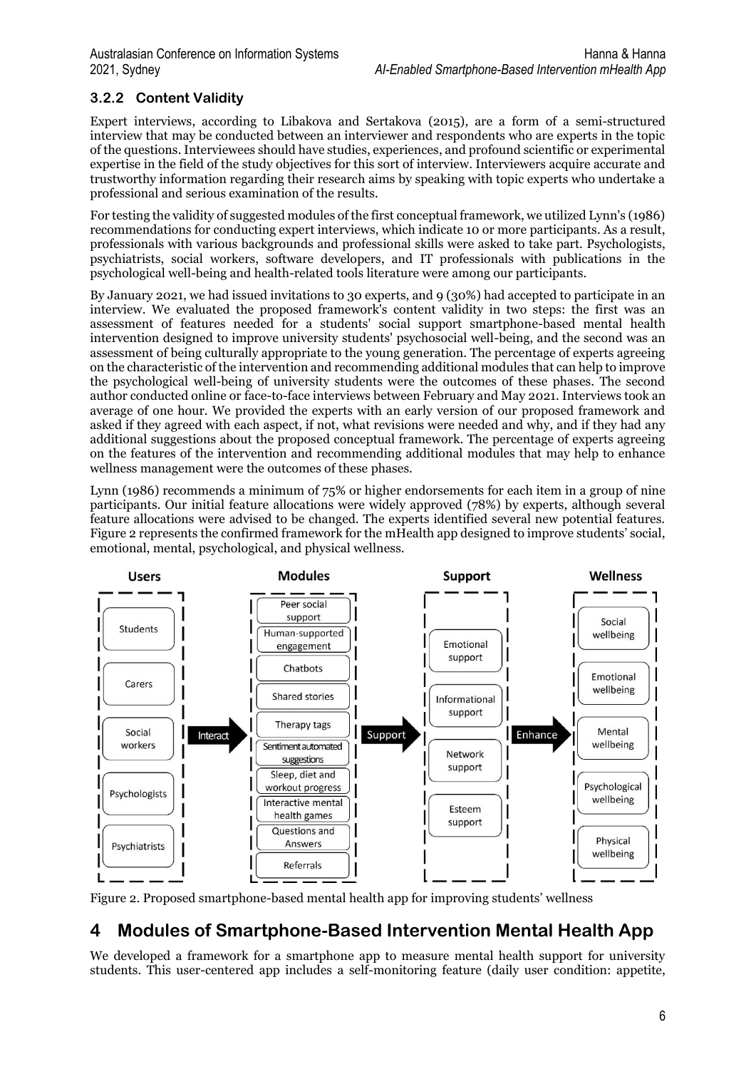### 3.2.2 Content Validity

Expert interviews, according to Libakova and Sertakova (2015), are a form of a semi-structured interview that may be conducted between an interviewer and respondents who are experts in the topic of the questions. Interviewees should have studies, experiences, and profound scientific or experimental expertise in the field of the study objectives for this sort of interview. Interviewers acquire accurate and trustworthy information regarding their research aims by speaking with topic experts who undertake a professional and serious examination of the results.

For testing the validity of suggested modules of the first conceptual framework, we utilized Lynn's (1986) recommendations for conducting expert interviews, which indicate 10 or more participants. As a result, professionals with various backgrounds and professional skills were asked to take part. Psychologists, psychiatrists, social workers, software developers, and IT professionals with publications in the psychological well-being and health-related tools literature were among our participants.

By January 2021, we had issued invitations to 30 experts, and 9 (30%) had accepted to participate in an interview. We evaluated the proposed framework's content validity in two steps: the first was an assessment of features needed for a students' social support smartphone-based mental health intervention designed to improve university students' psychosocial well-being, and the second was an assessment of being culturally appropriate to the young generation. The percentage of experts agreeing on the characteristic of the intervention and recommending additional modules that can help to improve the psychological well-being of university students were the outcomes of these phases. The second author conducted online or face-to-face interviews between February and May 2021. Interviews took an average of one hour. We provided the experts with an early version of our proposed framework and asked if they agreed with each aspect, if not, what revisions were needed and why, and if they had any additional suggestions about the proposed conceptual framework. The percentage of experts agreeing on the features of the intervention and recommending additional modules that may help to enhance wellness management were the outcomes of these phases.

Lynn (1986) recommends a minimum of 75% or higher endorsements for each item in a group of nine participants. Our initial feature allocations were widely approved (78%) by experts, although several feature allocations were advised to be changed. The experts identified several new potential features. Figure 2 represents the confirmed framework for the mHealth app designed to improve students' social, emotional, mental, psychological, and physical wellness.

Users
Students
Carers
Social workers
Psychologists
Psychiatrists

Interact

Modules
Peer social support
Human-supported engagement
Chatbots
Shared stories
Therapy tags
Sentiment automated suggestions
Sleep, diet and workout progress
Interactive mental health games
Questions and Answers
Referrals

Support

Support
Emotional support
Informational support
Network support
Esteem support

Enhance

Wellness
Social wellbeing
Emotional wellbeing
Mental wellbeing
Psychological wellbeing
Physical wellbeing

Figure 2. Proposed smartphone-based mental health app for improving students' wellness

## 4 Modules of Smartphone-Based Intervention Mental Health App

We developed a framework for a smartphone app to measure mental health support for university students. This user-centered app includes a self-monitoring feature (daily user condition: appetite,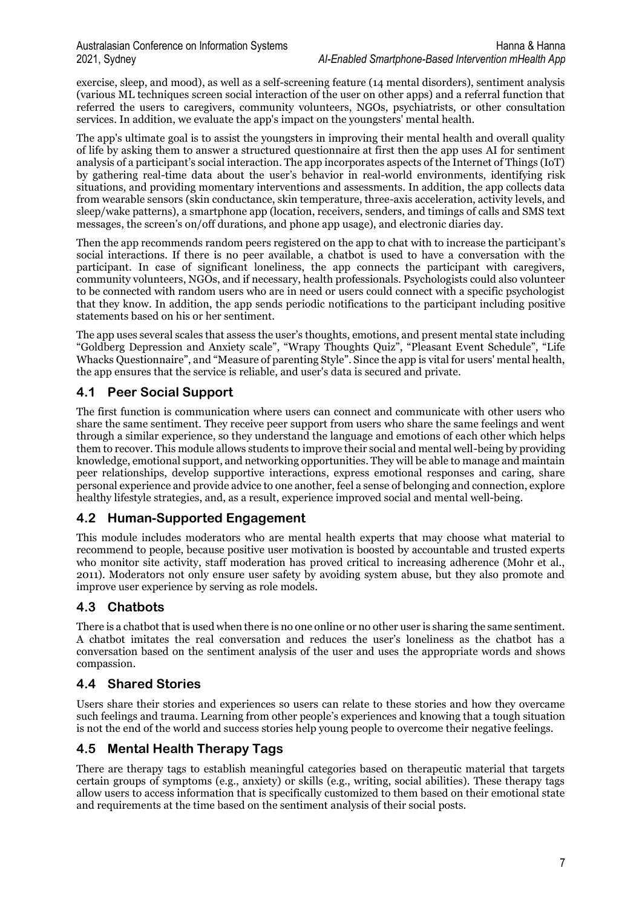exercise, sleep, and mood), as well as a self-screening feature (14 mental disorders), sentiment analysis (various ML techniques screen social interaction of the user on other apps) and a referral function that referred the users to caregivers, community volunteers, NGOs, psychiatrists, or other consultation services. In addition, we evaluate the app's impact on the youngsters' mental health.

The app's ultimate goal is to assist the youngsters in improving their mental health and overall quality of life by asking them to answer a structured questionnaire at first then the app uses AI for sentiment analysis of a participant's social interaction. The app incorporates aspects of the Internet of Things (IoT) by gathering real-time data about the user's behavior in real-world environments, identifying risk situations, and providing momentary interventions and assessments. In addition, the app collects data from wearable sensors (skin conductance, skin temperature, three-axis acceleration, activity levels, and sleep/wake patterns), a smartphone app (location, receivers, senders, and timings of calls and SMS text messages, the screen's on/off durations, and phone app usage), and electronic diaries day.

Then the app recommends random peers registered on the app to chat with to increase the participant's social interactions. If there is no peer available, a chatbot is used to have a conversation with the participant. In case of significant loneliness, the app connects the participant with caregivers, community volunteers, NGOs, and if necessary, health professionals. Psychologists could also volunteer to be connected with random users who are in need or users could connect with a specific psychologist that they know. In addition, the app sends periodic notifications to the participant including positive statements based on his or her sentiment.

The app uses several scales that assess the user's thoughts, emotions, and present mental state including "Goldberg Depression and Anxiety scale", "Wrapy Thoughts Quiz", "Pleasant Event Schedule", "Life Whacks Questionnaire", and "Measure of parenting Style". Since the app is vital for users' mental health, the app ensures that the service is reliable, and user's data is secured and private.

## 4.1 Peer Social Support

The first function is communication where users can connect and communicate with other users who share the same sentiment. They receive peer support from users who share the same feelings and went through a similar experience, so they understand the language and emotions of each other which helps them to recover. This module allows students to improve their social and mental well-being by providing knowledge, emotional support, and networking opportunities. They will be able to manage and maintain peer relationships, develop supportive interactions, express emotional responses and caring, share personal experience and provide advice to one another, feel a sense of belonging and connection, explore healthy lifestyle strategies, and, as a result, experience improved social and mental well-being.

## 4.2 Human-Supported Engagement

This module includes moderators who are mental health experts that may choose what material to recommend to people, because positive user motivation is boosted by accountable and trusted experts who monitor site activity, staff moderation has proved critical to increasing adherence (Mohr et al., 2011). Moderators not only ensure user safety by avoiding system abuse, but they also promote and improve user experience by serving as role models.

## 4.3 Chatbots

There is a chatbot that is used when there is no one online or no other user is sharing the same sentiment. A chatbot imitates the real conversation and reduces the user's loneliness as the chatbot has a conversation based on the sentiment analysis of the user and uses the appropriate words and shows compassion.

## 4.4 Shared Stories

Users share their stories and experiences so users can relate to these stories and how they overcame such feelings and trauma. Learning from other people's experiences and knowing that a tough situation is not the end of the world and success stories help young people to overcome their negative feelings.

## 4.5 Mental Health Therapy Tags

There are therapy tags to establish meaningful categories based on therapeutic material that targets certain groups of symptoms (e.g., anxiety) or skills (e.g., writing, social abilities). These therapy tags allow users to access information that is specifically customized to them based on their emotional state and requirements at the time based on the sentiment analysis of their social posts.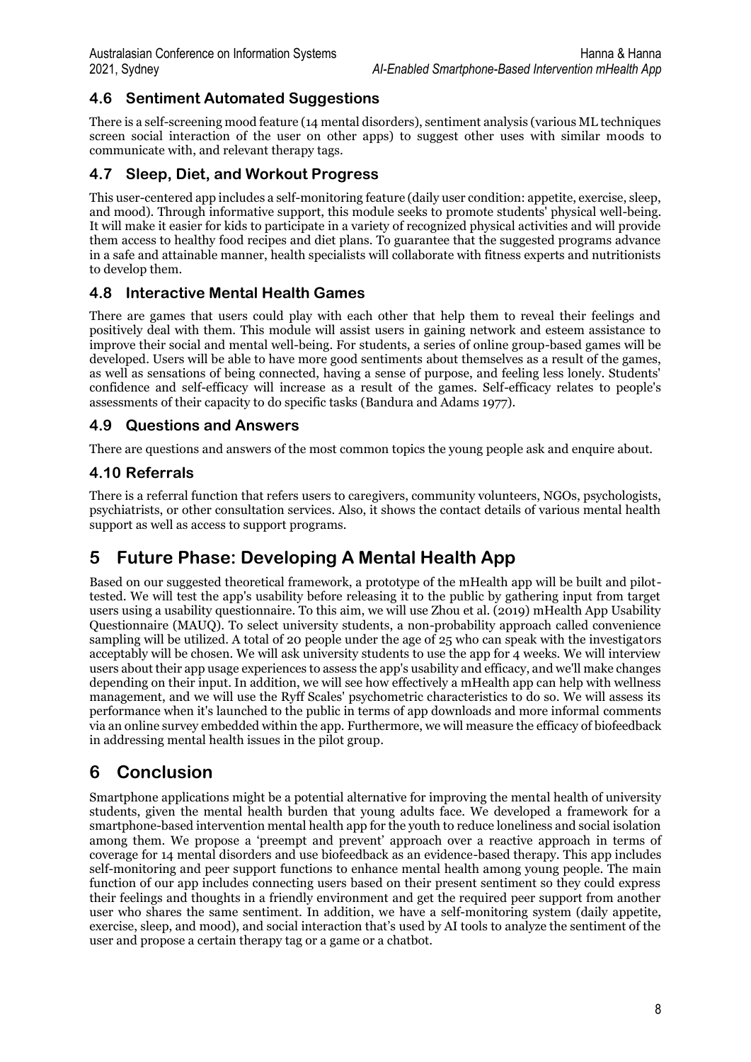### 4.6 Sentiment Automated Suggestions

There is a self-screening mood feature (14 mental disorders), sentiment analysis (various ML techniques screen social interaction of the user on other apps) to suggest other uses with similar moods to communicate with, and relevant therapy tags.

### 4.7 Sleep, Diet, and Workout Progress

This user-centered app includes a self-monitoring feature (daily user condition: appetite, exercise, sleep, and mood). Through informative support, this module seeks to promote students' physical well-being. It will make it easier for kids to participate in a variety of recognized physical activities and will provide them access to healthy food recipes and diet plans. To guarantee that the suggested programs advance in a safe and attainable manner, health specialists will collaborate with fitness experts and nutritionists to develop them.

### 4.8 Interactive Mental Health Games

There are games that users could play with each other that help them to reveal their feelings and positively deal with them. This module will assist users in gaining network and esteem assistance to improve their social and mental well-being. For students, a series of online group-based games will be developed. Users will be able to have more good sentiments about themselves as a result of the games, as well as sensations of being connected, having a sense of purpose, and feeling less lonely. Students' confidence and self-efficacy will increase as a result of the games. Self-efficacy relates to people's assessments of their capacity to do specific tasks (Bandura and Adams 1977).

### 4.9 Questions and Answers

There are questions and answers of the most common topics the young people ask and enquire about.

### 4.10 Referrals

There is a referral function that refers users to caregivers, community volunteers, NGOs, psychologists, psychiatrists, or other consultation services. Also, it shows the contact details of various mental health support as well as access to support programs.

## 5 Future Phase: Developing A Mental Health App

Based on our suggested theoretical framework, a prototype of the mHealth app will be built and pilot-tested. We will test the app's usability before releasing it to the public by gathering input from target users using a usability questionnaire. To this aim, we will use Zhou et al. (2019) mHealth App Usability Questionnaire (MAUQ). To select university students, a non-probability approach called convenience sampling will be utilized. A total of 20 people under the age of 25 who can speak with the investigators acceptably will be chosen. We will ask university students to use the app for 4 weeks. We will interview users about their app usage experiences to assess the app's usability and efficacy, and we'll make changes depending on their input. In addition, we will see how effectively a mHealth app can help with wellness management, and we will use the Ryff Scales' psychometric characteristics to do so. We will assess its performance when it's launched to the public in terms of app downloads and more informal comments via an online survey embedded within the app. Furthermore, we will measure the efficacy of biofeedback in addressing mental health issues in the pilot group.

## 6 Conclusion

Smartphone applications might be a potential alternative for improving the mental health of university students, given the mental health burden that young adults face. We developed a framework for a smartphone-based intervention mental health app for the youth to reduce loneliness and social isolation among them. We propose a 'preempt and prevent' approach over a reactive approach in terms of coverage for 14 mental disorders and use biofeedback as an evidence-based therapy. This app includes self-monitoring and peer support functions to enhance mental health among young people. The main function of our app includes connecting users based on their present sentiment so they could express their feelings and thoughts in a friendly environment and get the required peer support from another user who shares the same sentiment. In addition, we have a self-monitoring system (daily appetite, exercise, sleep, and mood), and social interaction that's used by AI tools to analyze the sentiment of the user and propose a certain therapy tag or a game or a chatbot.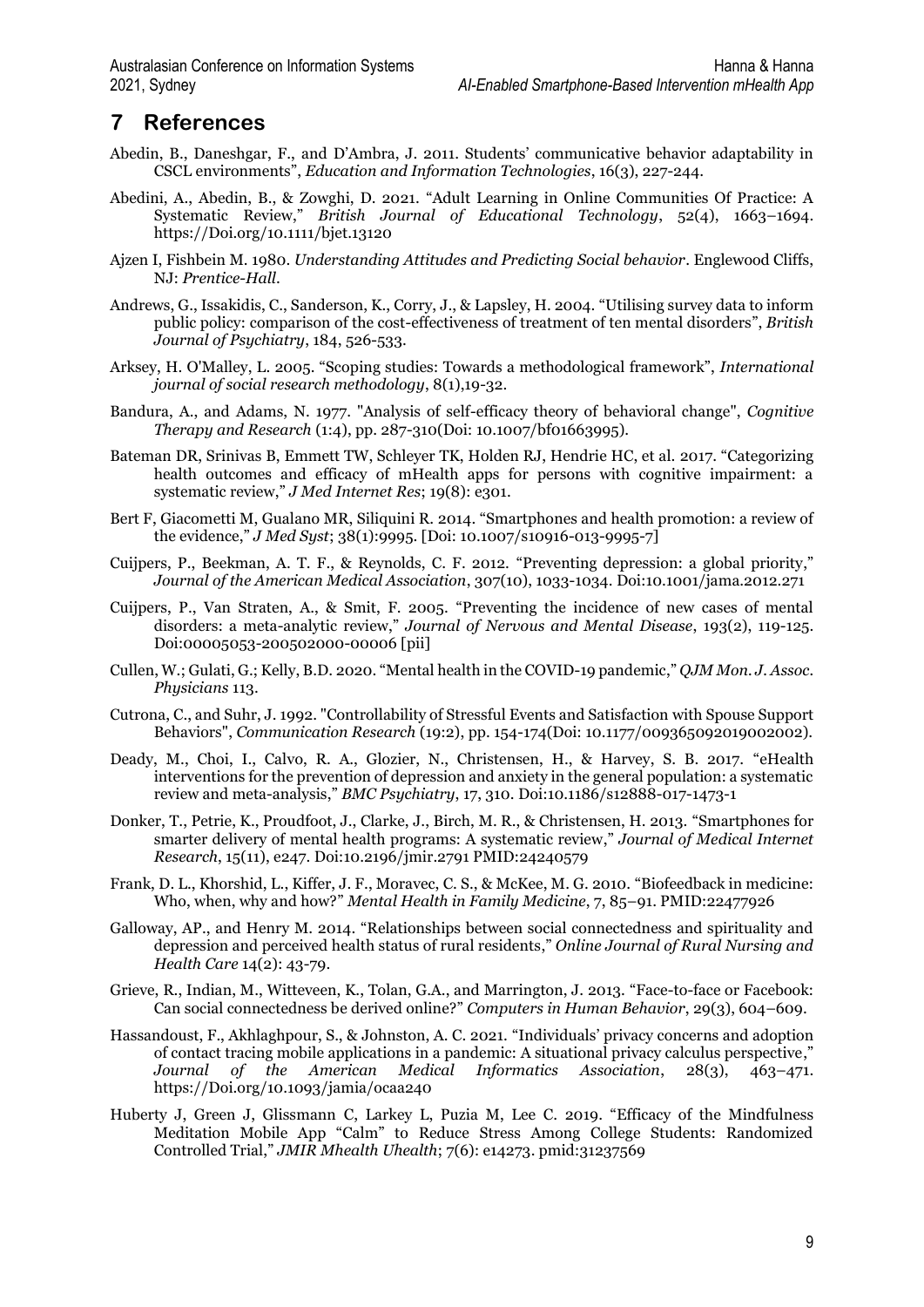# 7 References

Abedin, B., Daneshgar, F., and D'Ambra, J. 2011. Students' communicative behavior adaptability in CSCL environments", *Education and Information Technologies*, 16(3), 227-244.

Abedini, A., Abedin, B., & Zowghi, D. 2021. "Adult Learning in Online Communities Of Practice: A Systematic Review," *British Journal of Educational Technology*, 52(4), 1663–1694. https://Doi.org/10.1111/bjet.13120

Ajzen I, Fishbein M. 1980. *Understanding Attitudes and Predicting Social behavior*. Englewood Cliffs, NJ: *Prentice-Hall*.

Andrews, G., Issakidis, C., Sanderson, K., Corry, J., & Lapsley, H. 2004. "Utilising survey data to inform public policy: comparison of the cost-effectiveness of treatment of ten mental disorders", *British Journal of Psychiatry*, 184, 526-533.

Arksey, H. O'Malley, L. 2005. "Scoping studies: Towards a methodological framework", *International journal of social research methodology*, 8(1),19-32.

Bandura, A., and Adams, N. 1977. "Analysis of self-efficacy theory of behavioral change", *Cognitive Therapy and Research* (1:4), pp. 287-310(Doi: 10.1007/bf01663995).

Bateman DR, Srinivas B, Emmett TW, Schleyer TK, Holden RJ, Hendrie HC, et al. 2017. "Categorizing health outcomes and efficacy of mHealth apps for persons with cognitive impairment: a systematic review," *J Med Internet Res*; 19(8): e301.

Bert F, Giacometti M, Gualano MR, Siliquini R. 2014. "Smartphones and health promotion: a review of the evidence," *J Med Syst*; 38(1):9995. [Doi: 10.1007/s10916-013-9995-7]

Cuijpers, P., Beekman, A. T. F., & Reynolds, C. F. 2012. "Preventing depression: a global priority," *Journal of the American Medical Association*, 307(10), 1033-1034. Doi:10.1001/jama.2012.271

Cuijpers, P., Van Straten, A., & Smit, F. 2005. "Preventing the incidence of new cases of mental disorders: a meta-analytic review," *Journal of Nervous and Mental Disease*, 193(2), 119-125. Doi:00005053-200502000-00006 [pii]

Cullen, W.; Gulati, G.; Kelly, B.D. 2020. "Mental health in the COVID-19 pandemic," *QJM Mon. J. Assoc. Physicians* 113.

Cutrona, C., and Suhr, J. 1992. "Controllability of Stressful Events and Satisfaction with Spouse Support Behaviors", *Communication Research* (19:2), pp. 154-174(Doi: 10.1177/009365092019002002).

Deady, M., Choi, I., Calvo, R. A., Glozier, N., Christensen, H., & Harvey, S. B. 2017. "eHealth interventions for the prevention of depression and anxiety in the general population: a systematic review and meta-analysis," *BMC Psychiatry*, 17, 310. Doi:10.1186/s12888-017-1473-1

Donker, T., Petrie, K., Proudfoot, J., Clarke, J., Birch, M. R., & Christensen, H. 2013. "Smartphones for smarter delivery of mental health programs: A systematic review," *Journal of Medical Internet Research*, 15(11), e247. Doi:10.2196/jmir.2791 PMID:24240579

Frank, D. L., Khorshid, L., Kiffer, J. F., Moravec, C. S., & McKee, M. G. 2010. "Biofeedback in medicine: Who, when, why and how?" *Mental Health in Family Medicine*, 7, 85–91. PMID:22477926

Galloway, AP., and Henry M. 2014. "Relationships between social connectedness and spirituality and depression and perceived health status of rural residents," *Online Journal of Rural Nursing and Health Care* 14(2): 43-79.

Grieve, R., Indian, M., Witteveen, K., Tolan, G.A., and Marrington, J. 2013. "Face-to-face or Facebook: Can social connectedness be derived online?" *Computers in Human Behavior*, 29(3), 604–609.

Hassandoust, F., Akhlaghpour, S., & Johnston, A. C. 2021. "Individuals' privacy concerns and adoption of contact tracing mobile applications in a pandemic: A situational privacy calculus perspective," *Journal of the American Medical Informatics Association*, 28(3), 463–471. https://Doi.org/10.1093/jamia/ocaa240

Huberty J, Green J, Glissmann C, Larkey L, Puzia M, Lee C. 2019. "Efficacy of the Mindfulness Meditation Mobile App "Calm" to Reduce Stress Among College Students: Randomized Controlled Trial," *JMIR Mhealth Uhealth*; 7(6): e14273. pmid:31237569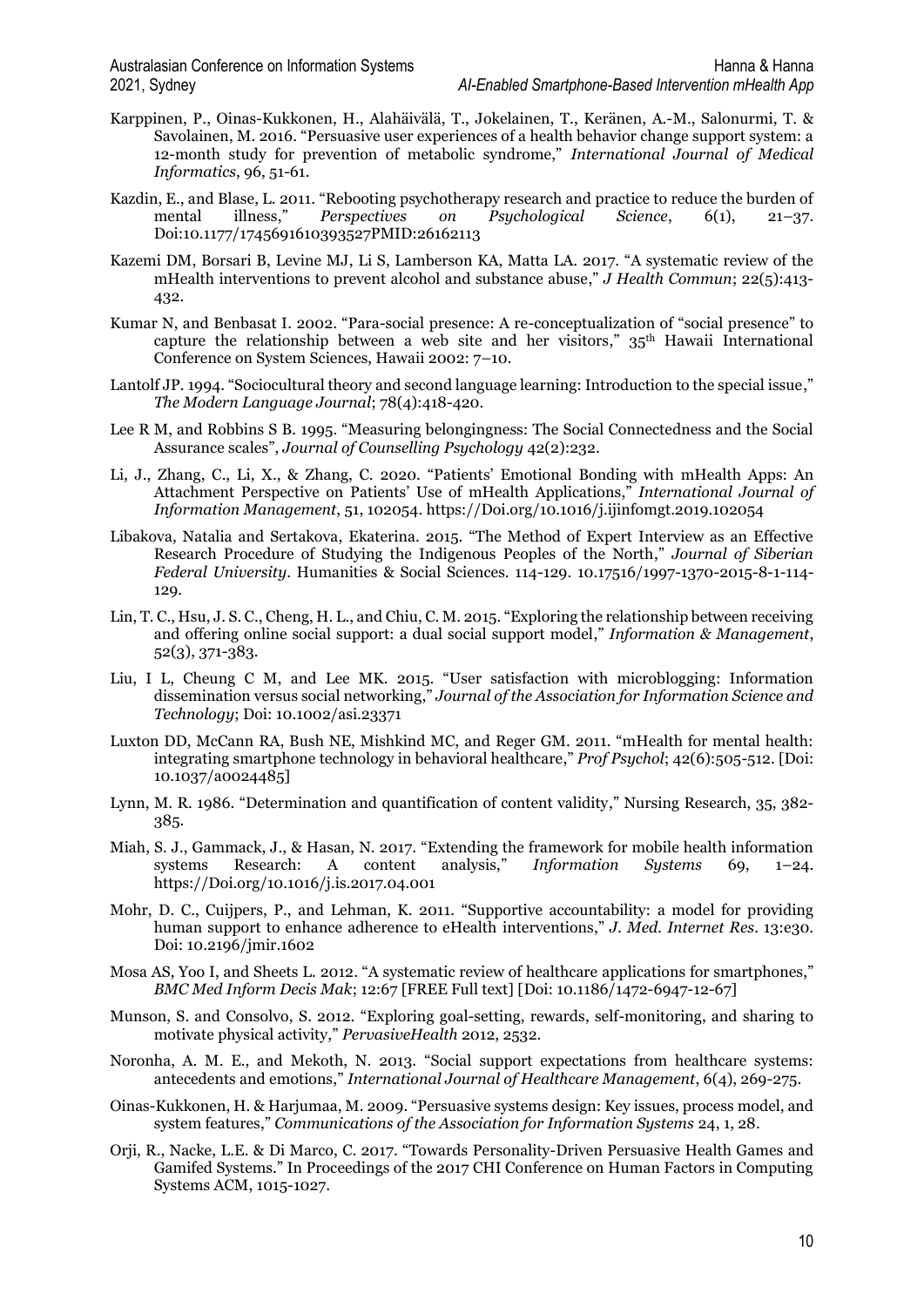Karppinen, P., Oinas-Kukkonen, H., Alahäivälä, T., Jokelainen, T., Keränen, A.-M., Salonurmi, T. & Savolainen, M. 2016. "Persuasive user experiences of a health behavior change support system: a 12-month study for prevention of metabolic syndrome," *International Journal of Medical Informatics*, 96, 51-61.

Kazdin, E., and Blase, L. 2011. "Rebooting psychotherapy research and practice to reduce the burden of mental illness," *Perspectives on Psychological Science*, 6(1), 21–37. Doi:10.1177/1745691610393527PMID:26162113

Kazemi DM, Borsari B, Levine MJ, Li S, Lamberson KA, Matta LA. 2017. "A systematic review of the mHealth interventions to prevent alcohol and substance abuse," *J Health Commun*; 22(5):413-432.

Kumar N, and Benbasat I. 2002. "Para-social presence: A re-conceptualization of "social presence" to capture the relationship between a web site and her visitors," 35[th] Hawaii International Conference on System Sciences, Hawaii 2002: 7–10.

Lantolf JP. 1994. "Sociocultural theory and second language learning: Introduction to the special issue," *The Modern Language Journal*; 78(4):418-420.

Lee R M, and Robbins S B. 1995. "Measuring belongingness: The Social Connectedness and the Social Assurance scales", *Journal of Counselling Psychology* 42(2):232.

Li, J., Zhang, C., Li, X., & Zhang, C. 2020. "Patients' Emotional Bonding with mHealth Apps: An Attachment Perspective on Patients' Use of mHealth Applications," *International Journal of Information Management*, 51, 102054. https://Doi.org/10.1016/j.ijinfomgt.2019.102054

Libakova, Natalia and Sertakova, Ekaterina. 2015. "The Method of Expert Interview as an Effective Research Procedure of Studying the Indigenous Peoples of the North," *Journal of Siberian Federal University*. Humanities & Social Sciences. 114-129. 10.17516/1997-1370-2015-8-1-114-129.

Lin, T. C., Hsu, J. S. C., Cheng, H. L., and Chiu, C. M. 2015. "Exploring the relationship between receiving and offering online social support: a dual social support model," *Information & Management*, 52(3), 371-383.

Liu, I L, Cheung C M, and Lee MK. 2015. "User satisfaction with microblogging: Information dissemination versus social networking," *Journal of the Association for Information Science and Technology*; Doi: 10.1002/asi.23371

Luxton DD, McCann RA, Bush NE, Mishkind MC, and Reger GM. 2011. "mHealth for mental health: integrating smartphone technology in behavioral healthcare," *Prof Psychol*; 42(6):505-512. [Doi: 10.1037/a0024485]

Lynn, M. R. 1986. "Determination and quantification of content validity," Nursing Research, 35, 382-385.

Miah, S. J., Gammack, J., & Hasan, N. 2017. "Extending the framework for mobile health information systems Research: A content analysis," *Information Systems* 69, 1–24. https://Doi.org/10.1016/j.is.2017.04.001

Mohr, D. C., Cuijpers, P., and Lehman, K. 2011. "Supportive accountability: a model for providing human support to enhance adherence to eHealth interventions," *J. Med. Internet Res*. 13:e30. Doi: 10.2196/jmir.1602

Mosa AS, Yoo I, and Sheets L. 2012. "A systematic review of healthcare applications for smartphones," *BMC Med Inform Decis Mak*; 12:67 [FREE Full text] [Doi: 10.1186/1472-6947-12-67]

Munson, S. and Consolvo, S. 2012. "Exploring goal-setting, rewards, self-monitoring, and sharing to motivate physical activity," *PervasiveHealth* 2012, 2532.

Noronha, A. M. E., and Mekoth, N. 2013. "Social support expectations from healthcare systems: antecedents and emotions," *International Journal of Healthcare Management*, 6(4), 269-275.

Oinas-Kukkonen, H. & Harjumaa, M. 2009. "Persuasive systems design: Key issues, process model, and system features," *Communications of the Association for Information Systems* 24, 1, 28.

Orji, R., Nacke, L.E. & Di Marco, C. 2017. "Towards Personality-Driven Persuasive Health Games and Gamifed Systems." In Proceedings of the 2017 CHI Conference on Human Factors in Computing Systems ACM, 1015-1027.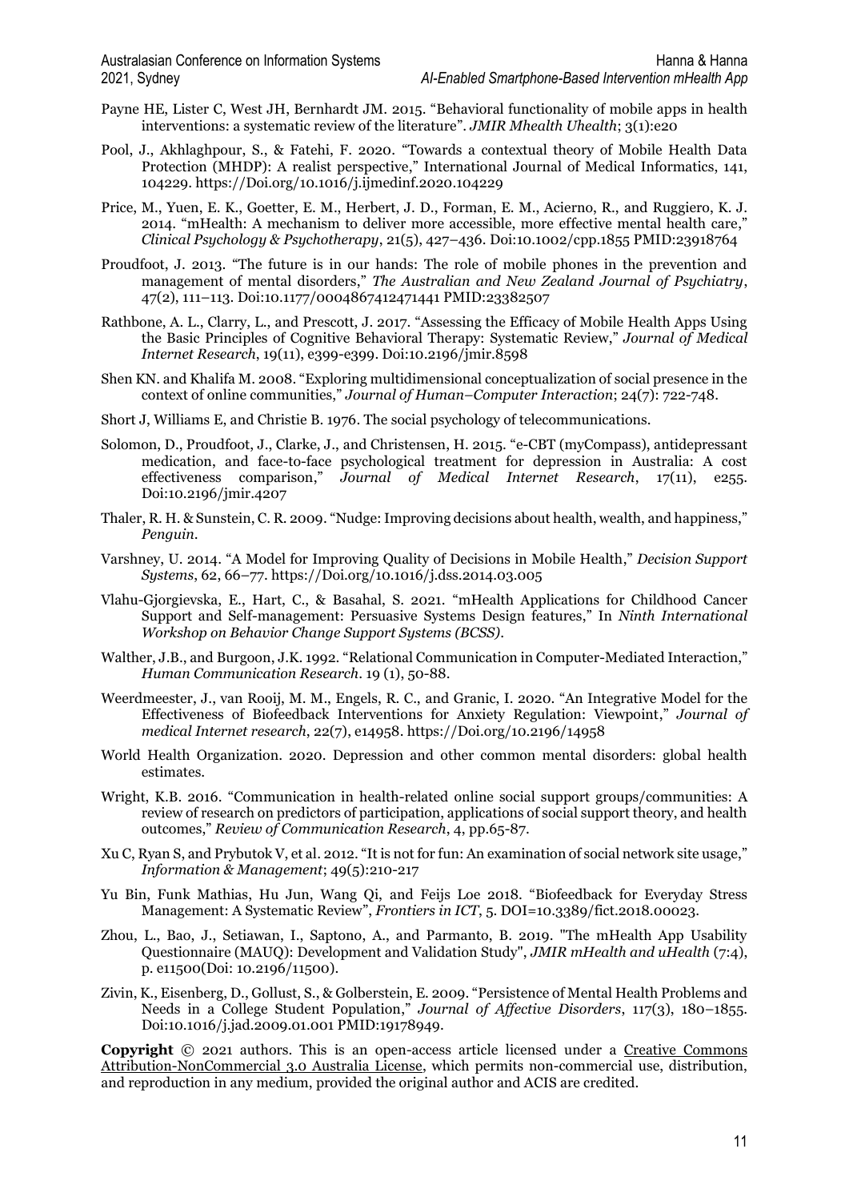Payne HE, Lister C, West JH, Bernhardt JM. 2015. "Behavioral functionality of mobile apps in health interventions: a systematic review of the literature". *JMIR Mhealth Uhealth*; 3(1):e20

Pool, J., Akhlaghpour, S., & Fatehi, F. 2020. "Towards a contextual theory of Mobile Health Data Protection (MHDP): A realist perspective," International Journal of Medical Informatics, 141, 104229. https://Doi.org/10.1016/j.ijmedinf.2020.104229

Price, M., Yuen, E. K., Goetter, E. M., Herbert, J. D., Forman, E. M., Acierno, R., and Ruggiero, K. J. 2014. "mHealth: A mechanism to deliver more accessible, more effective mental health care," *Clinical Psychology & Psychotherapy*, 21(5), 427–436. Doi:10.1002/cpp.1855 PMID:23918764

Proudfoot, J. 2013. "The future is in our hands: The role of mobile phones in the prevention and management of mental disorders," *The Australian and New Zealand Journal of Psychiatry*, 47(2), 111–113. Doi:10.1177/0004867412471441 PMID:23382507

Rathbone, A. L., Clarry, L., and Prescott, J. 2017. "Assessing the Efficacy of Mobile Health Apps Using the Basic Principles of Cognitive Behavioral Therapy: Systematic Review," *Journal of Medical Internet Research*, 19(11), e399-e399. Doi:10.2196/jmir.8598

Shen KN. and Khalifa M. 2008. "Exploring multidimensional conceptualization of social presence in the context of online communities," *Journal of Human–Computer Interaction*; 24(7): 722-748.

Short J, Williams E, and Christie B. 1976. The social psychology of telecommunications.

Solomon, D., Proudfoot, J., Clarke, J., and Christensen, H. 2015. "e-CBT (myCompass), antidepressant medication, and face-to-face psychological treatment for depression in Australia: A cost effectiveness comparison," *Journal of Medical Internet Research*, 17(11), e255. Doi:10.2196/jmir.4207

Thaler, R. H. & Sunstein, C. R. 2009. "Nudge: Improving decisions about health, wealth, and happiness," *Penguin*.

Varshney, U. 2014. "A Model for Improving Quality of Decisions in Mobile Health," *Decision Support Systems*, 62, 66–77. https://Doi.org/10.1016/j.dss.2014.03.005

Vlahu-Gjorgievska, E., Hart, C., & Basahal, S. 2021. "mHealth Applications for Childhood Cancer Support and Self-management: Persuasive Systems Design features," In *Ninth International Workshop on Behavior Change Support Systems (BCSS)*.

Walther, J.B., and Burgoon, J.K. 1992. "Relational Communication in Computer-Mediated Interaction," *Human Communication Research*. 19 (1), 50-88.

Weerdmeester, J., van Rooij, M. M., Engels, R. C., and Granic, I. 2020. "An Integrative Model for the Effectiveness of Biofeedback Interventions for Anxiety Regulation: Viewpoint," *Journal of medical Internet research*, 22(7), e14958. https://Doi.org/10.2196/14958

World Health Organization. 2020. Depression and other common mental disorders: global health estimates.

Wright, K.B. 2016. "Communication in health-related online social support groups/communities: A review of research on predictors of participation, applications of social support theory, and health outcomes," *Review of Communication Research*, 4, pp.65-87.

Xu C, Ryan S, and Prybutok V, et al. 2012. "It is not for fun: An examination of social network site usage," *Information & Management*; 49(5):210-217

Yu Bin, Funk Mathias, Hu Jun, Wang Qi, and Feijs Loe 2018. "Biofeedback for Everyday Stress Management: A Systematic Review", *Frontiers in ICT*, 5. DOI=10.3389/fict.2018.00023.

Zhou, L., Bao, J., Setiawan, I., Saptono, A., and Parmanto, B. 2019. "The mHealth App Usability Questionnaire (MAUQ): Development and Validation Study", *JMIR mHealth and uHealth* (7:4), p. e11500(Doi: 10.2196/11500).

Zivin, K., Eisenberg, D., Gollust, S., & Golberstein, E. 2009. "Persistence of Mental Health Problems and Needs in a College Student Population," *Journal of Affective Disorders*, 117(3), 180–1855. Doi:10.1016/j.jad.2009.01.001 PMID:19178949.

**Copyright** © 2021 authors. This is an open-access article licensed under a Creative Commons Attribution-NonCommercial 3.0 Australia License, which permits non-commercial use, distribution, and reproduction in any medium, provided the original author and ACIS are credited.